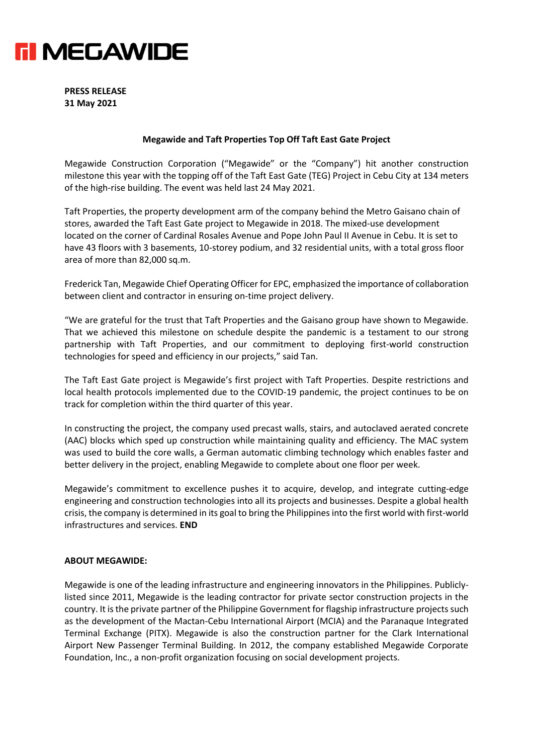**PRESS RELEASE**
**31 May 2021**

## Megawide and Taft Properties Top Off Taft East Gate Project

Megawide Construction Corporation ("Megawide" or the "Company") hit another construction milestone this year with the topping off of the Taft East Gate (TEG) Project in Cebu City at 134 meters of the high-rise building. The event was held last 24 May 2021.

Taft Properties, the property development arm of the company behind the Metro Gaisano chain of stores, awarded the Taft East Gate project to Megawide in 2018. The mixed-use development located on the corner of Cardinal Rosales Avenue and Pope John Paul II Avenue in Cebu. It is set to have 43 floors with 3 basements, 10-storey podium, and 32 residential units, with a total gross floor area of more than 82,000 sq.m.

Frederick Tan, Megawide Chief Operating Officer for EPC, emphasized the importance of collaboration between client and contractor in ensuring on-time project delivery.

"We are grateful for the trust that Taft Properties and the Gaisano group have shown to Megawide. That we achieved this milestone on schedule despite the pandemic is a testament to our strong partnership with Taft Properties, and our commitment to deploying first-world construction technologies for speed and efficiency in our projects," said Tan.

The Taft East Gate project is Megawide's first project with Taft Properties. Despite restrictions and local health protocols implemented due to the COVID-19 pandemic, the project continues to be on track for completion within the third quarter of this year.

In constructing the project, the company used precast walls, stairs, and autoclaved aerated concrete (AAC) blocks which sped up construction while maintaining quality and efficiency. The MAC system was used to build the core walls, a German automatic climbing technology which enables faster and better delivery in the project, enabling Megawide to complete about one floor per week.

Megawide's commitment to excellence pushes it to acquire, develop, and integrate cutting-edge engineering and construction technologies into all its projects and businesses. Despite a global health crisis, the company is determined in its goal to bring the Philippines into the first world with first-world infrastructures and services. **END**

**ABOUT MEGAWIDE:**

Megawide is one of the leading infrastructure and engineering innovators in the Philippines. Publicly-listed since 2011, Megawide is the leading contractor for private sector construction projects in the country. It is the private partner of the Philippine Government for flagship infrastructure projects such as the development of the Mactan-Cebu International Airport (MCIA) and the Paranaque Integrated Terminal Exchange (PITX). Megawide is also the construction partner for the Clark International Airport New Passenger Terminal Building. In 2012, the company established Megawide Corporate Foundation, Inc., a non-profit organization focusing on social development projects.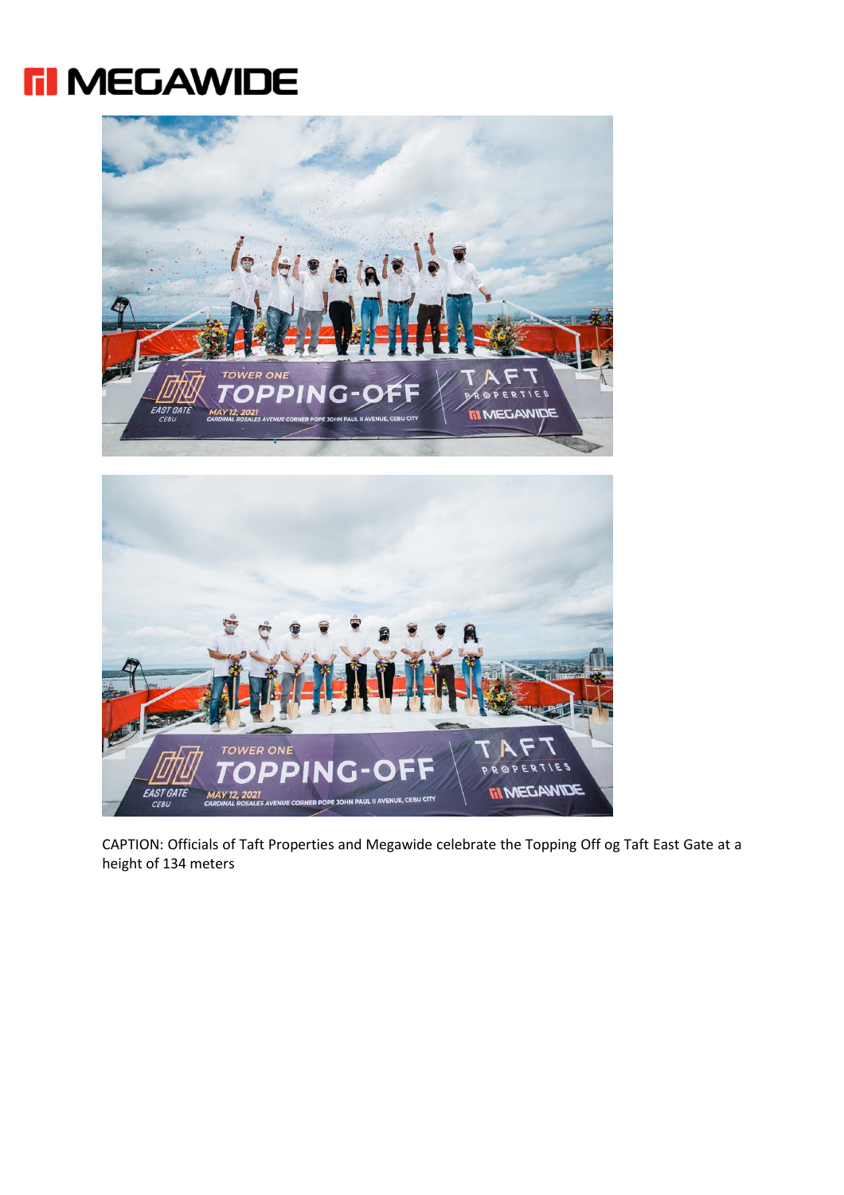CAPTION: Officials of Taft Properties and Megawide celebrate the Topping Off og Taft East Gate at a height of 134 meters